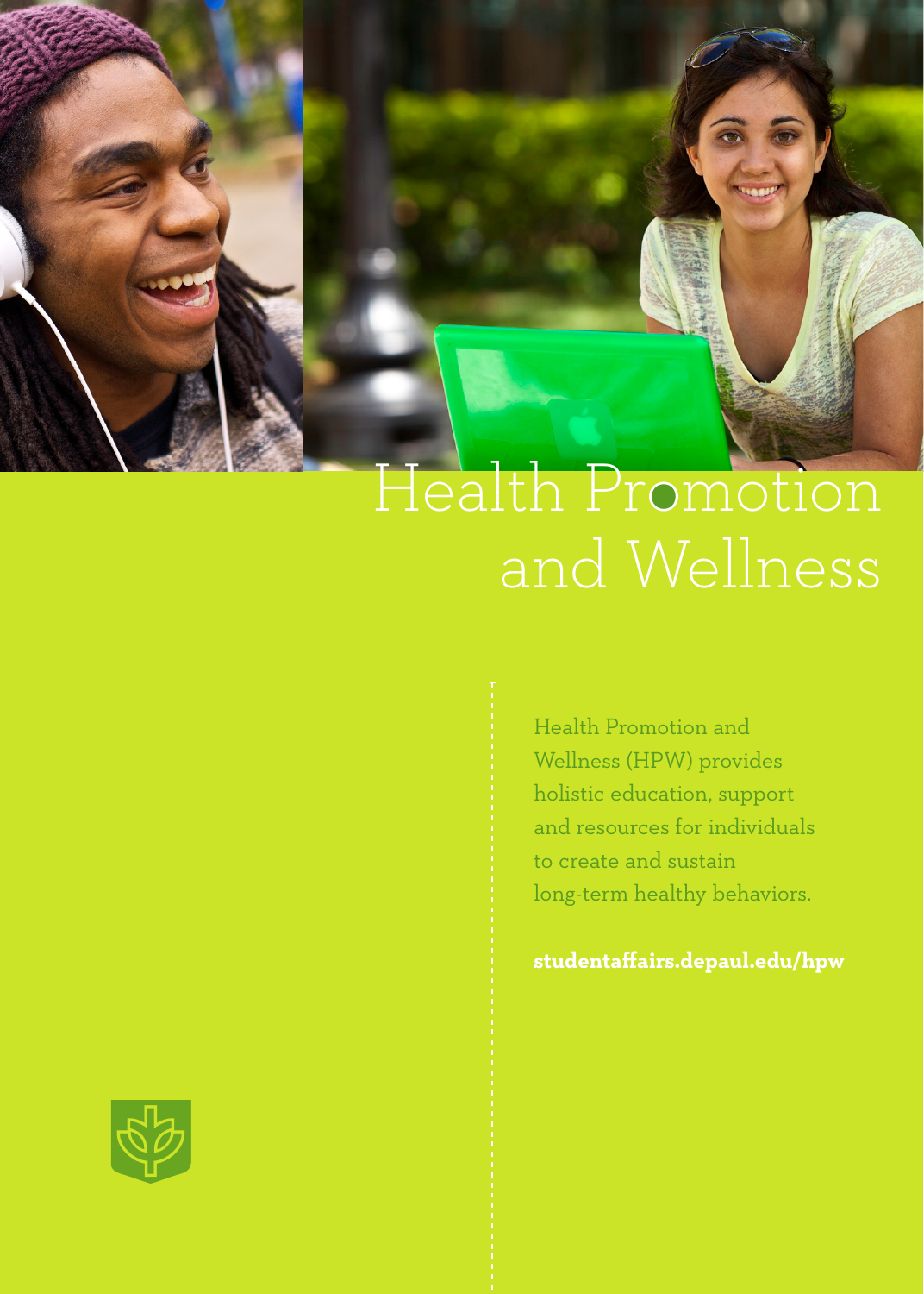# Health Promotion and Wellness

Health Promotion and Wellness (HPW) provides holistic education, support and resources for individuals to create and sustain long-term healthy behaviors.

**studentaffairs.depaul.edu/hpw**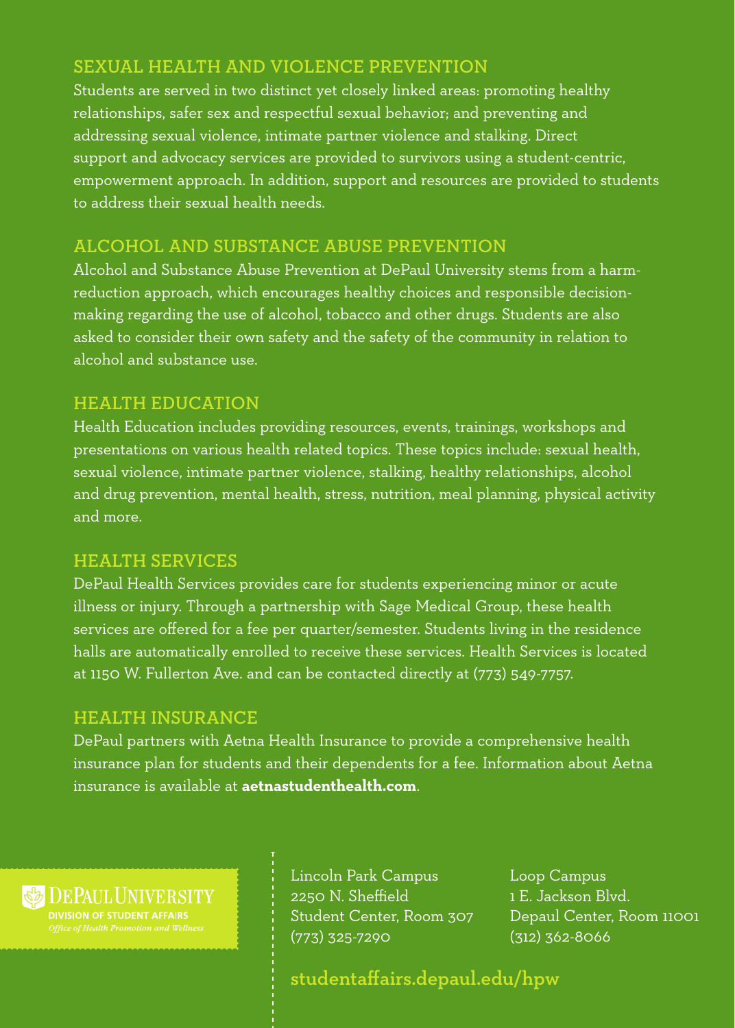## SEXUAL HEALTH AND VIOLENCE PREVENTION

Students are served in two distinct yet closely linked areas: promoting healthy relationships, safer sex and respectful sexual behavior; and preventing and addressing sexual violence, intimate partner violence and stalking. Direct support and advocacy services are provided to survivors using a student-centric, empowerment approach. In addition, support and resources are provided to students to address their sexual health needs.

## ALCOHOL AND SUBSTANCE ABUSE PREVENTION

Alcohol and Substance Abuse Prevention at DePaul University stems from a harm-reduction approach, which encourages healthy choices and responsible decision-making regarding the use of alcohol, tobacco and other drugs. Students are also asked to consider their own safety and the safety of the community in relation to alcohol and substance use.

## HEALTH EDUCATION

Health Education includes providing resources, events, trainings, workshops and presentations on various health related topics. These topics include: sexual health, sexual violence, intimate partner violence, stalking, healthy relationships, alcohol and drug prevention, mental health, stress, nutrition, meal planning, physical activity and more.

## HEALTH SERVICES

DePaul Health Services provides care for students experiencing minor or acute illness or injury. Through a partnership with Sage Medical Group, these health services are offered for a fee per quarter/semester. Students living in the residence halls are automatically enrolled to receive these services. Health Services is located at 1150 W. Fullerton Ave. and can be contacted directly at (773) 549-7757.

## HEALTH INSURANCE

DePaul partners with Aetna Health Insurance to provide a comprehensive health insurance plan for students and their dependents for a fee. Information about Aetna insurance is available at **aetnastudenthealth.com**.

DePaul University
DIVISION OF STUDENT AFFAIRS
*Office of Health Promotion and Wellness*

Lincoln Park Campus
2250 N. Sheffield
Student Center, Room 307
(773) 325-7290

Loop Campus
1 E. Jackson Blvd.
Depaul Center, Room 11001
(312) 362-8066

**studentaffairs.depaul.edu/hpw**